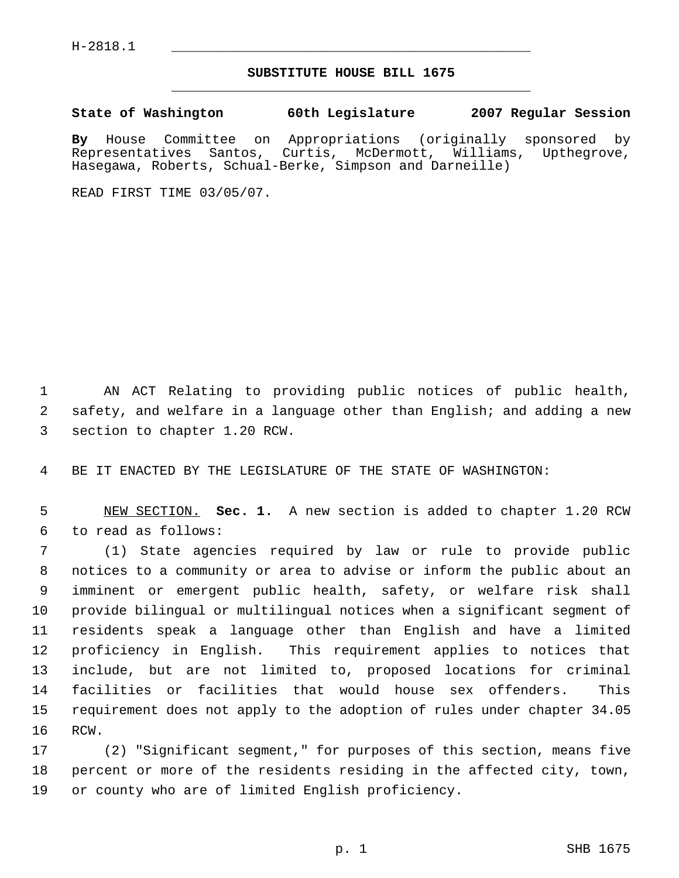H-2818.1

# SUBSTITUTE HOUSE BILL 1675

**State of Washington 60th Legislature 2007 Regular Session**

**By** House Committee on Appropriations (originally sponsored by Representatives Santos, Curtis, McDermott, Williams, Upthegrove, Hasegawa, Roberts, Schual-Berke, Simpson and Darneille)

READ FIRST TIME 03/05/07.

AN ACT Relating to providing public notices of public health, safety, and welfare in a language other than English; and adding a new section to chapter 1.20 RCW.

BE IT ENACTED BY THE LEGISLATURE OF THE STATE OF WASHINGTON:

NEW SECTION. **Sec. 1.** A new section is added to chapter 1.20 RCW to read as follows:

(1) State agencies required by law or rule to provide public notices to a community or area to advise or inform the public about an imminent or emergent public health, safety, or welfare risk shall provide bilingual or multilingual notices when a significant segment of residents speak a language other than English and have a limited proficiency in English. This requirement applies to notices that include, but are not limited to, proposed locations for criminal facilities or facilities that would house sex offenders. This requirement does not apply to the adoption of rules under chapter 34.05 RCW.

(2) "Significant segment," for purposes of this section, means five percent or more of the residents residing in the affected city, town, or county who are of limited English proficiency.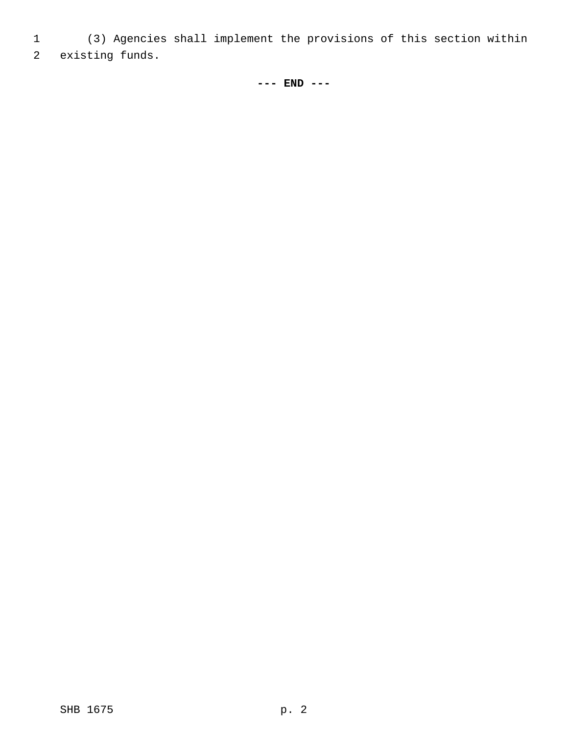(3) Agencies shall implement the provisions of this section within existing funds.

**--- END ---**